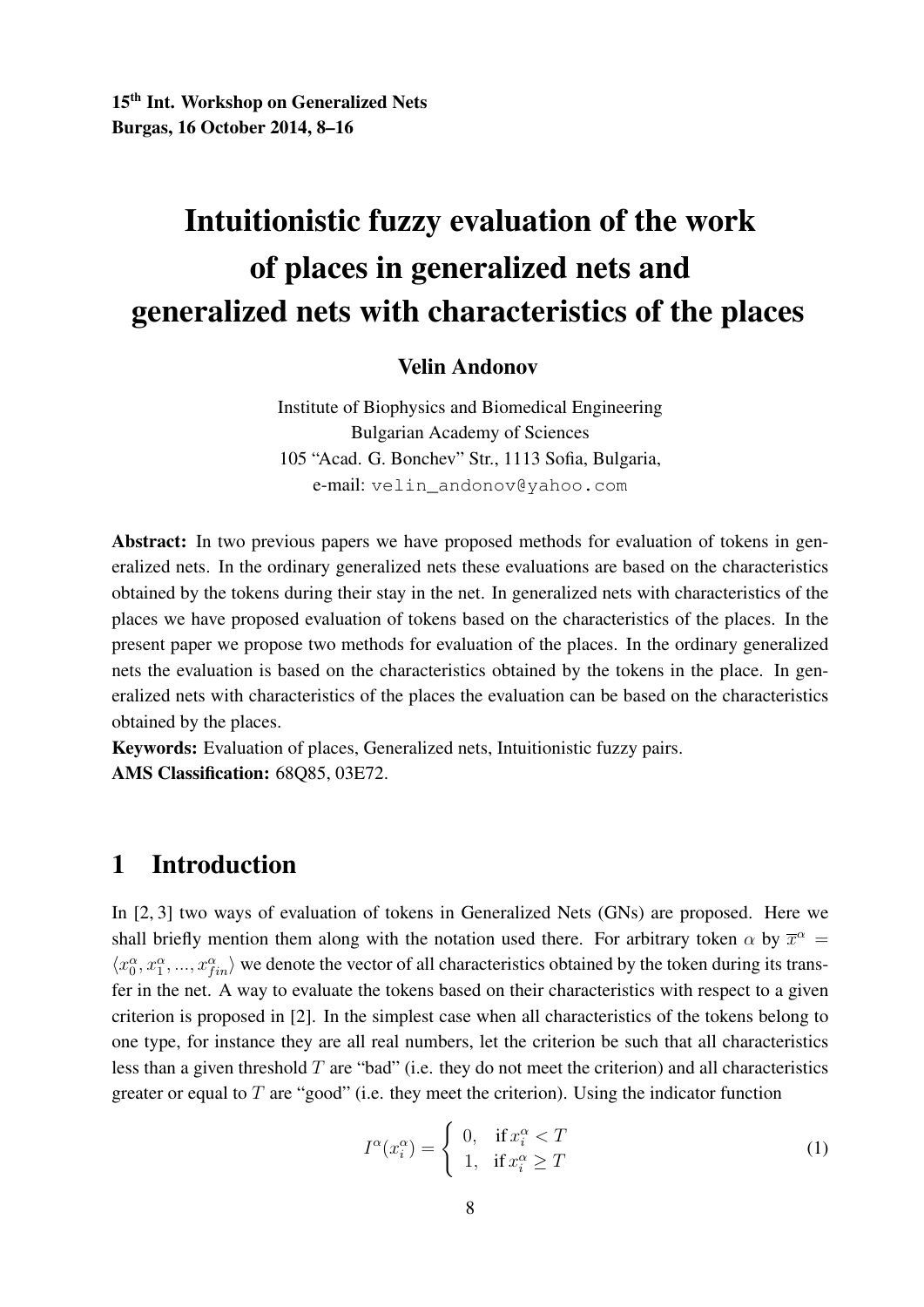15th Int. Workshop on Generalized Nets
Burgas, 16 October 2014, 8–16

# Intuitionistic fuzzy evaluation of the work of places in generalized nets and generalized nets with characteristics of the places

**Velin Andonov**

Institute of Biophysics and Biomedical Engineering
Bulgarian Academy of Sciences
105 "Acad. G. Bonchev" Str., 1113 Sofia, Bulgaria,
e-mail: velin_andonov@yahoo.com

**Abstract:** In two previous papers we have proposed methods for evaluation of tokens in generalized nets. In the ordinary generalized nets these evaluations are based on the characteristics obtained by the tokens during their stay in the net. In generalized nets with characteristics of the places we have proposed evaluation of tokens based on the characteristics of the places. In the present paper we propose two methods for evaluation of the places. In the ordinary generalized nets the evaluation is based on the characteristics obtained by the tokens in the place. In generalized nets with characteristics of the places the evaluation can be based on the characteristics obtained by the places.

**Keywords:** Evaluation of places, Generalized nets, Intuitionistic fuzzy pairs.

**AMS Classification:** 68Q85, 03E72.

## 1 Introduction

In [2, 3] two ways of evaluation of tokens in Generalized Nets (GNs) are proposed. Here we shall briefly mention them along with the notation used there. For arbitrary token $\alpha$ by $\overline{x}^{\alpha} = \langle x_0^{\alpha}, x_1^{\alpha}, ..., x_{fin}^{\alpha} \rangle$ we denote the vector of all characteristics obtained by the token during its transfer in the net. A way to evaluate the tokens based on their characteristics with respect to a given criterion is proposed in [2]. In the simplest case when all characteristics of the tokens belong to one type, for instance they are all real numbers, let the criterion be such that all characteristics less than a given threshold $T$ are "bad" (i.e. they do not meet the criterion) and all characteristics greater or equal to $T$ are "good" (i.e. they meet the criterion). Using the indicator function

$$I^{\alpha}(x_i^{\alpha}) = \begin{cases} 0, & \text{if } x_i^{\alpha} < T \\ 1, & \text{if } x_i^{\alpha} \geq T \end{cases} \tag{1}$$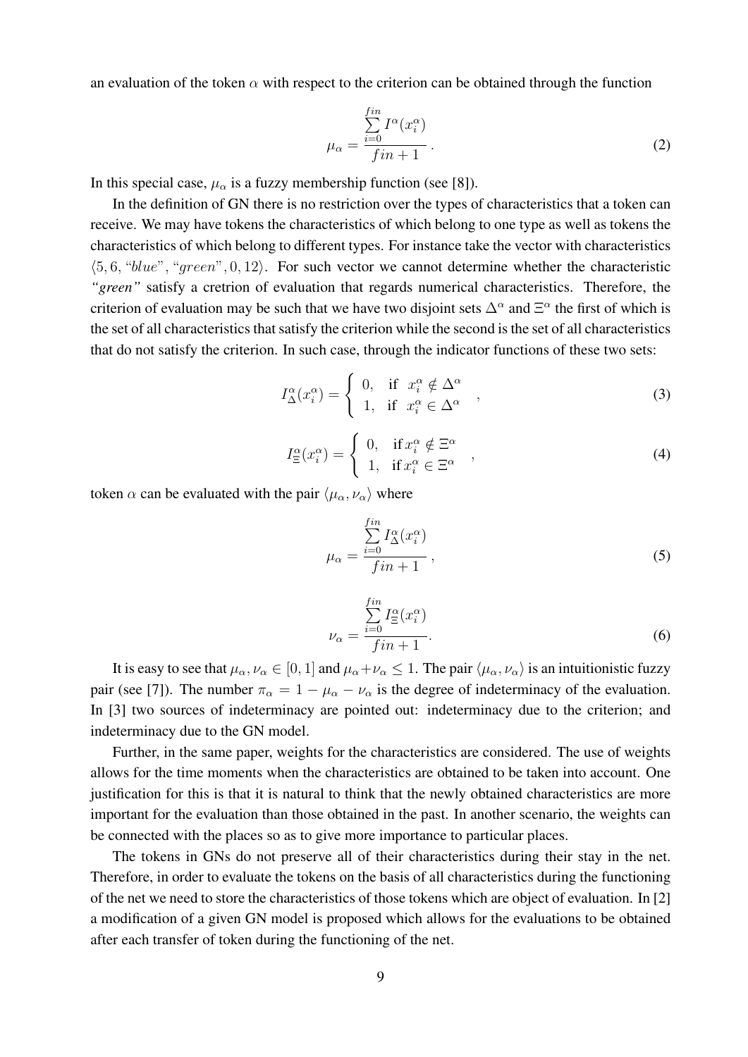an evaluation of the token $\alpha$ with respect to the criterion can be obtained through the function

$$\mu_\alpha = \frac{\sum_{i=0}^{fin} I^\alpha(x_i^\alpha)}{fin + 1} \, . \tag{2}$$

In this special case, $\mu_\alpha$ is a fuzzy membership function (see [8]).

In the definition of GN there is no restriction over the types of characteristics that a token can receive. We may have tokens the characteristics of which belong to one type as well as tokens the characteristics of which belong to different types. For instance take the vector with characteristics $\langle 5, 6, \text{"}blue\text{"}, \text{"}green\text{"}, 0, 12\rangle$. For such vector we cannot determine whether the characteristic *"green"* satisfy a cretrion of evaluation that regards numerical characteristics. Therefore, the criterion of evaluation may be such that we have two disjoint sets $\Delta^\alpha$ and $\Xi^\alpha$ the first of which is the set of all characteristics that satisfy the criterion while the second is the set of all characteristics that do not satisfy the criterion. In such case, through the indicator functions of these two sets:

$$I_\Delta^\alpha(x_i^\alpha) = \begin{cases} 0, & \text{if } \ x_i^\alpha \notin \Delta^\alpha \\ 1, & \text{if } \ x_i^\alpha \in \Delta^\alpha \end{cases} \, , \tag{3}$$

$$I_\Xi^\alpha(x_i^\alpha) = \begin{cases} 0, & \text{if } x_i^\alpha \notin \Xi^\alpha \\ 1, & \text{if } x_i^\alpha \in \Xi^\alpha \end{cases} \, , \tag{4}$$

token $\alpha$ can be evaluated with the pair $\langle \mu_\alpha, \nu_\alpha \rangle$ where

$$\mu_\alpha = \frac{\sum_{i=0}^{fin} I_\Delta^\alpha(x_i^\alpha)}{fin + 1} \, , \tag{5}$$

$$\nu_\alpha = \frac{\sum_{i=0}^{fin} I_\Xi^\alpha(x_i^\alpha)}{fin + 1} . \tag{6}$$

It is easy to see that $\mu_\alpha, \nu_\alpha \in [0, 1]$ and $\mu_\alpha + \nu_\alpha \leq 1$. The pair $\langle \mu_\alpha, \nu_\alpha \rangle$ is an intuitionistic fuzzy pair (see [7]). The number $\pi_\alpha = 1 - \mu_\alpha - \nu_\alpha$ is the degree of indeterminacy of the evaluation. In [3] two sources of indeterminacy are pointed out: indeterminacy due to the criterion; and indeterminacy due to the GN model.

Further, in the same paper, weights for the characteristics are considered. The use of weights allows for the time moments when the characteristics are obtained to be taken into account. One justification for this is that it is natural to think that the newly obtained characteristics are more important for the evaluation than those obtained in the past. In another scenario, the weights can be connected with the places so as to give more importance to particular places.

The tokens in GNs do not preserve all of their characteristics during their stay in the net. Therefore, in order to evaluate the tokens on the basis of all characteristics during the functioning of the net we need to store the characteristics of those tokens which are object of evaluation. In [2] a modification of a given GN model is proposed which allows for the evaluations to be obtained after each transfer of token during the functioning of the net.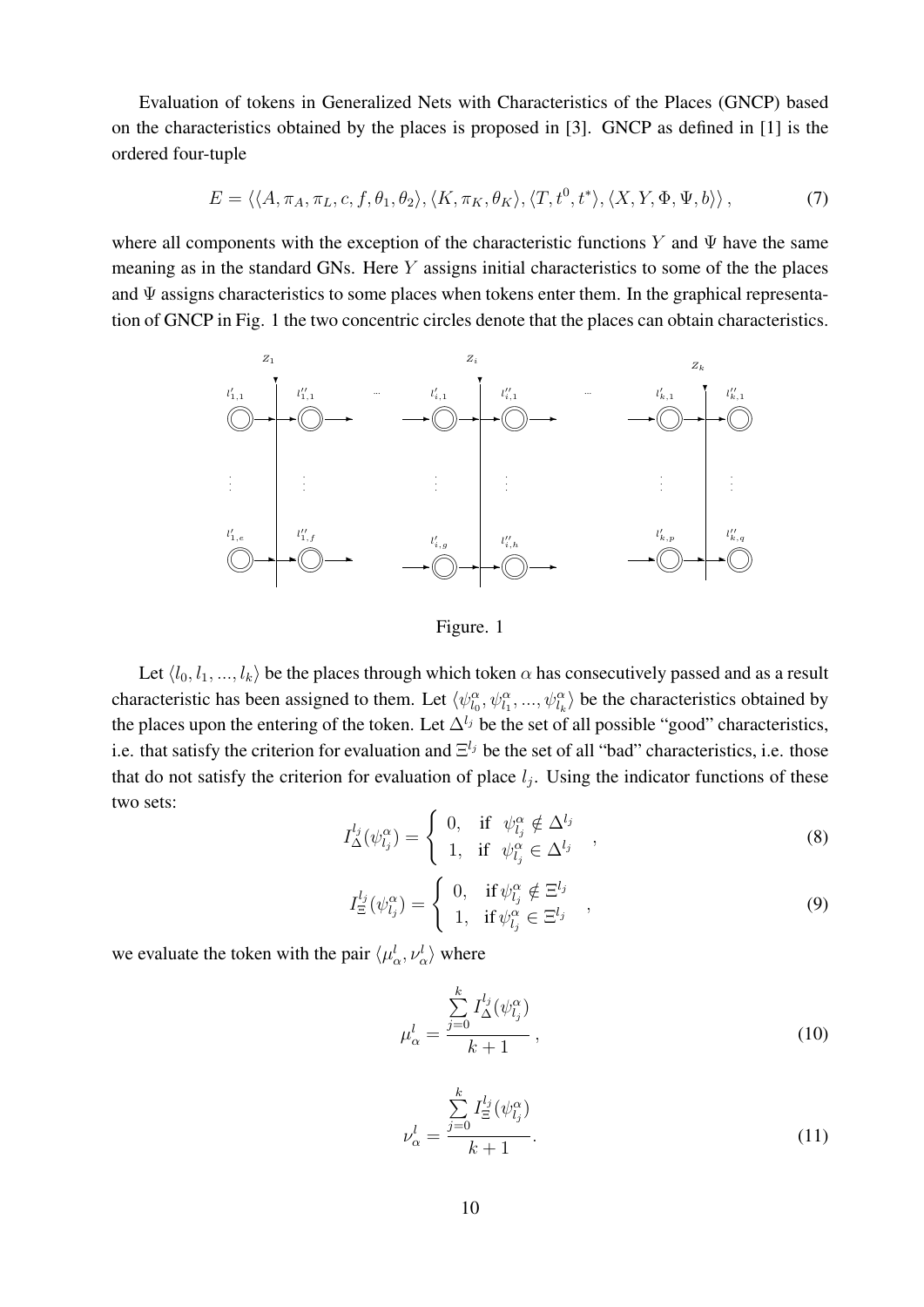Evaluation of tokens in Generalized Nets with Characteristics of the Places (GNCP) based on the characteristics obtained by the places is proposed in [3]. GNCP as defined in [1] is the ordered four-tuple

$$E = \langle\langle A, \pi_A, \pi_L, c, f, \theta_1, \theta_2\rangle, \langle K, \pi_K, \theta_K\rangle, \langle T, t^0, t^*\rangle, \langle X, Y, \Phi, \Psi, b\rangle\rangle, \tag{7}$$

where all components with the exception of the characteristic functions $Y$ and $\Psi$ have the same meaning as in the standard GNs. Here $Y$ assigns initial characteristics to some of the the places and $\Psi$ assigns characteristics to some places when tokens enter them. In the graphical representation of GNCP in Fig. 1 the two concentric circles denote that the places can obtain characteristics.

Figure. 1

Let $\langle l_0, l_1, ..., l_k\rangle$ be the places through which token $\alpha$ has consecutively passed and as a result characteristic has been assigned to them. Let $\langle \psi^{\alpha}_{l_0}, \psi^{\alpha}_{l_1}, ..., \psi^{\alpha}_{l_k}\rangle$ be the characteristics obtained by the places upon the entering of the token. Let $\Delta^{l_j}$ be the set of all possible "good" characteristics, i.e. that satisfy the criterion for evaluation and $\Xi^{l_j}$ be the set of all "bad" characteristics, i.e. those that do not satisfy the criterion for evaluation of place $l_j$. Using the indicator functions of these two sets:

$$I^{l_j}_{\Delta}(\psi^{\alpha}_{l_j}) = \begin{cases} 0, & \text{if } \psi^{\alpha}_{l_j} \notin \Delta^{l_j} \\ 1, & \text{if } \psi^{\alpha}_{l_j} \in \Delta^{l_j} \end{cases}, \tag{8}$$

$$I^{l_j}_{\Xi}(\psi^{\alpha}_{l_j}) = \begin{cases} 0, & \text{if } \psi^{\alpha}_{l_j} \notin \Xi^{l_j} \\ 1, & \text{if } \psi^{\alpha}_{l_j} \in \Xi^{l_j} \end{cases}, \tag{9}$$

we evaluate the token with the pair $\langle \mu^l_{\alpha}, \nu^l_{\alpha}\rangle$ where

$$\mu^l_{\alpha} = \frac{\sum\limits_{j=0}^{k} I^{l_j}_{\Delta}(\psi^{\alpha}_{l_j})}{k+1}, \tag{10}$$

$$\nu^l_{\alpha} = \frac{\sum\limits_{j=0}^{k} I^{l_j}_{\Xi}(\psi^{\alpha}_{l_j})}{k+1}. \tag{11}$$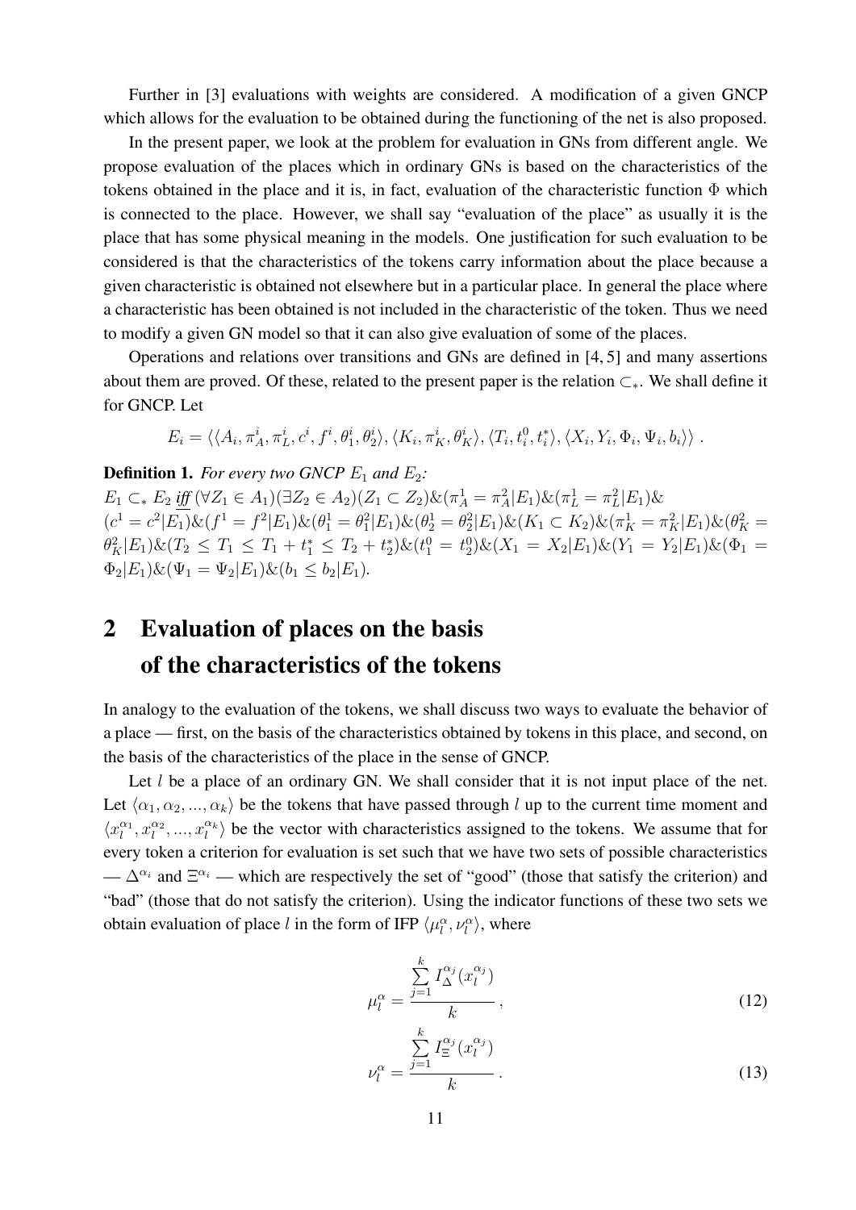Further in [3] evaluations with weights are considered. A modification of a given GNCP which allows for the evaluation to be obtained during the functioning of the net is also proposed.

In the present paper, we look at the problem for evaluation in GNs from different angle. We propose evaluation of the places which in ordinary GNs is based on the characteristics of the tokens obtained in the place and it is, in fact, evaluation of the characteristic function $\Phi$ which is connected to the place. However, we shall say "evaluation of the place" as usually it is the place that has some physical meaning in the models. One justification for such evaluation to be considered is that the characteristics of the tokens carry information about the place because a given characteristic is obtained not elsewhere but in a particular place. In general the place where a characteristic has been obtained is not included in the characteristic of the token. Thus we need to modify a given GN model so that it can also give evaluation of some of the places.

Operations and relations over transitions and GNs are defined in [4, 5] and many assertions about them are proved. Of these, related to the present paper is the relation $\subset_*$. We shall define it for GNCP. Let

$$E_i = \langle\langle A_i, \pi_A^i, \pi_L^i, c^i, f^i, \theta_1^i, \theta_2^i\rangle, \langle K_i, \pi_K^i, \theta_K^i\rangle, \langle T_i, t_i^0, t_i^*\rangle, \langle X_i, Y_i, \Phi_i, \Psi_i, b_i\rangle\rangle .$$

**Definition 1.** *For every two GNCP $E_1$ and $E_2$:*
$E_1 \subset_* E_2$ *iff* $(\forall Z_1 \in A_1)(\exists Z_2 \in A_2)(Z_1 \subset Z_2)\&(\pi_A^1 = \pi_A^2|E_1)\&(\pi_L^1 = \pi_L^2|E_1)\&$ $(c^1 = c^2|E_1)\&(f^1 = f^2|E_1)\&(\theta_1^1 = \theta_1^2|E_1)\&(\theta_2^1 = \theta_2^2|E_1)\&(K_1 \subset K_2)\&(\pi_K^1 = \pi_K^2|E_1)\&(\theta_K^2 = \theta_K^2|E_1)\&(T_2 \leq T_1 \leq T_1 + t_1^* \leq T_2 + t_2^*)\&(t_1^0 = t_2^0)\&(X_1 = X_2|E_1)\&(Y_1 = Y_2|E_1)\&(\Phi_1 = \Phi_2|E_1)\&(\Psi_1 = \Psi_2|E_1)\&(b_1 \leq b_2|E_1)$.

## 2 Evaluation of places on the basis of the characteristics of the tokens

In analogy to the evaluation of the tokens, we shall discuss two ways to evaluate the behavior of a place — first, on the basis of the characteristics obtained by tokens in this place, and second, on the basis of the characteristics of the place in the sense of GNCP.

Let $l$ be a place of an ordinary GN. We shall consider that it is not input place of the net. Let $\langle \alpha_1, \alpha_2, ..., \alpha_k\rangle$ be the tokens that have passed through $l$ up to the current time moment and $\langle x_l^{\alpha_1}, x_l^{\alpha_2}, ..., x_l^{\alpha_k}\rangle$ be the vector with characteristics assigned to the tokens. We assume that for every token a criterion for evaluation is set such that we have two sets of possible characteristics — $\Delta^{\alpha_i}$ and $\Xi^{\alpha_i}$ — which are respectively the set of "good" (those that satisfy the criterion) and "bad" (those that do not satisfy the criterion). Using the indicator functions of these two sets we obtain evaluation of place $l$ in the form of IFP $\langle \mu_l^\alpha, \nu_l^\alpha\rangle$, where

$$\mu_l^\alpha = \frac{\sum\limits_{j=1}^{k} I_\Delta^{\alpha_j}(x_l^{\alpha_j})}{k}\,, \tag{12}$$

$$\nu_l^\alpha = \frac{\sum\limits_{j=1}^{k} I_\Xi^{\alpha_j}(x_l^{\alpha_j})}{k}\,. \tag{13}$$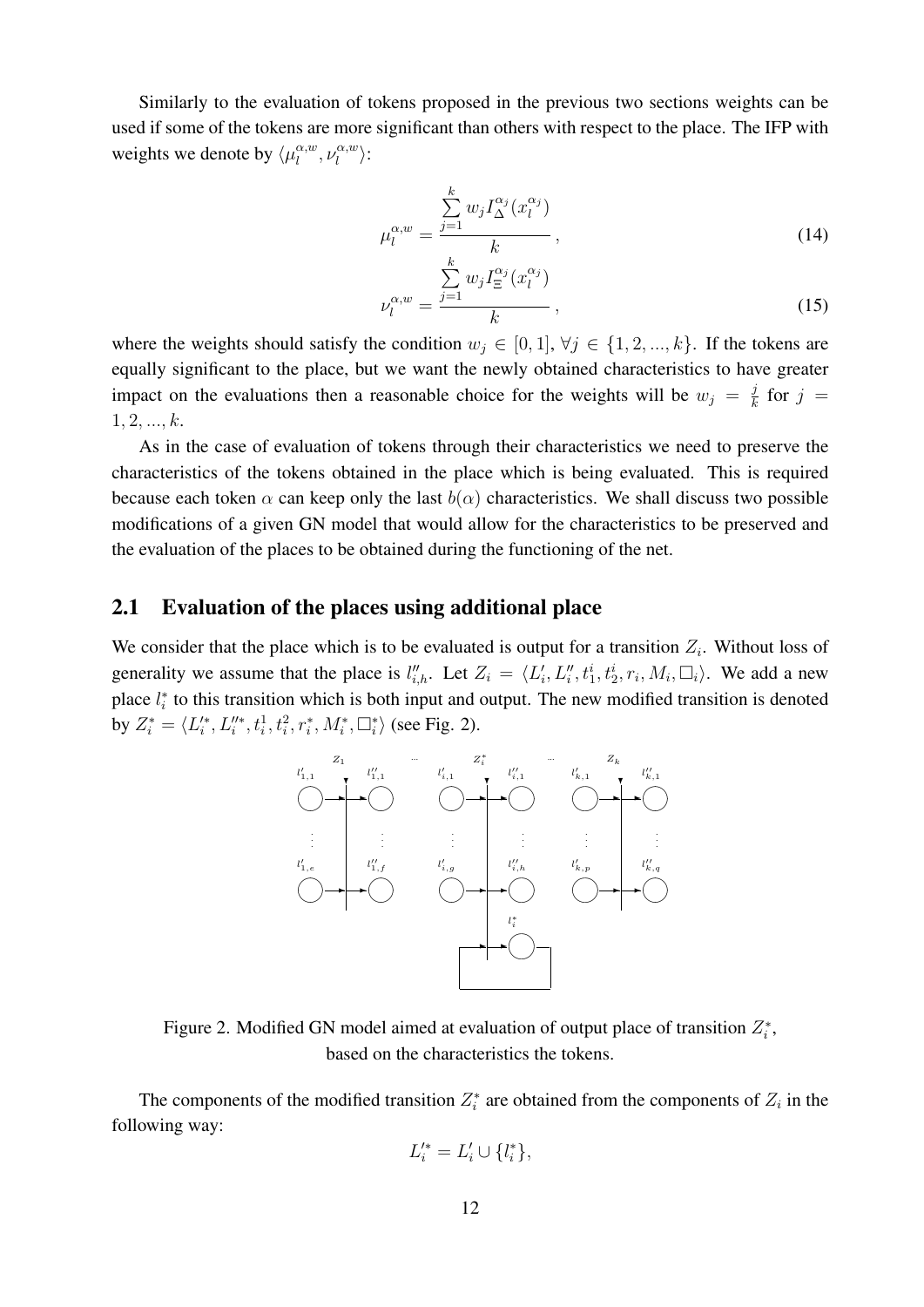Similarly to the evaluation of tokens proposed in the previous two sections weights can be used if some of the tokens are more significant than others with respect to the place. The IFP with weights we denote by $\langle \mu_l^{\alpha,w}, \nu_l^{\alpha,w} \rangle$:

$$\mu_l^{\alpha,w} = \frac{\sum_{j=1}^{k} w_j I_{\Delta}^{\alpha_j}(x_l^{\alpha_j})}{k}, \tag{14}$$

$$\nu_l^{\alpha,w} = \frac{\sum_{j=1}^{k} w_j I_{\Xi}^{\alpha_j}(x_l^{\alpha_j})}{k}, \tag{15}$$

where the weights should satisfy the condition $w_j \in [0,1]$, $\forall j \in \{1,2,...,k\}$. If the tokens are equally significant to the place, but we want the newly obtained characteristics to have greater impact on the evaluations then a reasonable choice for the weights will be $w_j = \frac{j}{k}$ for $j = 1,2,...,k$.

As in the case of evaluation of tokens through their characteristics we need to preserve the characteristics of the tokens obtained in the place which is being evaluated. This is required because each token $\alpha$ can keep only the last $b(\alpha)$ characteristics. We shall discuss two possible modifications of a given GN model that would allow for the characteristics to be preserved and the evaluation of the places to be obtained during the functioning of the net.

## 2.1 Evaluation of the places using additional place

We consider that the place which is to be evaluated is output for a transition $Z_i$. Without loss of generality we assume that the place is $l''_{i,h}$. Let $Z_i = \langle L'_i, L''_i, t_1^i, t_2^i, r_i, M_i, \square_i \rangle$. We add a new place $l_i^*$ to this transition which is both input and output. The new modified transition is denoted by $Z_i^* = \langle L'^*_i, L''^*_i, t_i^1, t_i^2, r_i^*, M_i^*, \square_i^* \rangle$ (see Fig. 2).

Figure 2. Modified GN model aimed at evaluation of output place of transition $Z_i^*$, based on the characteristics the tokens.

The components of the modified transition $Z_i^*$ are obtained from the components of $Z_i$ in the following way:

$$L'^*_i = L'_i \cup \{l_i^*\},$$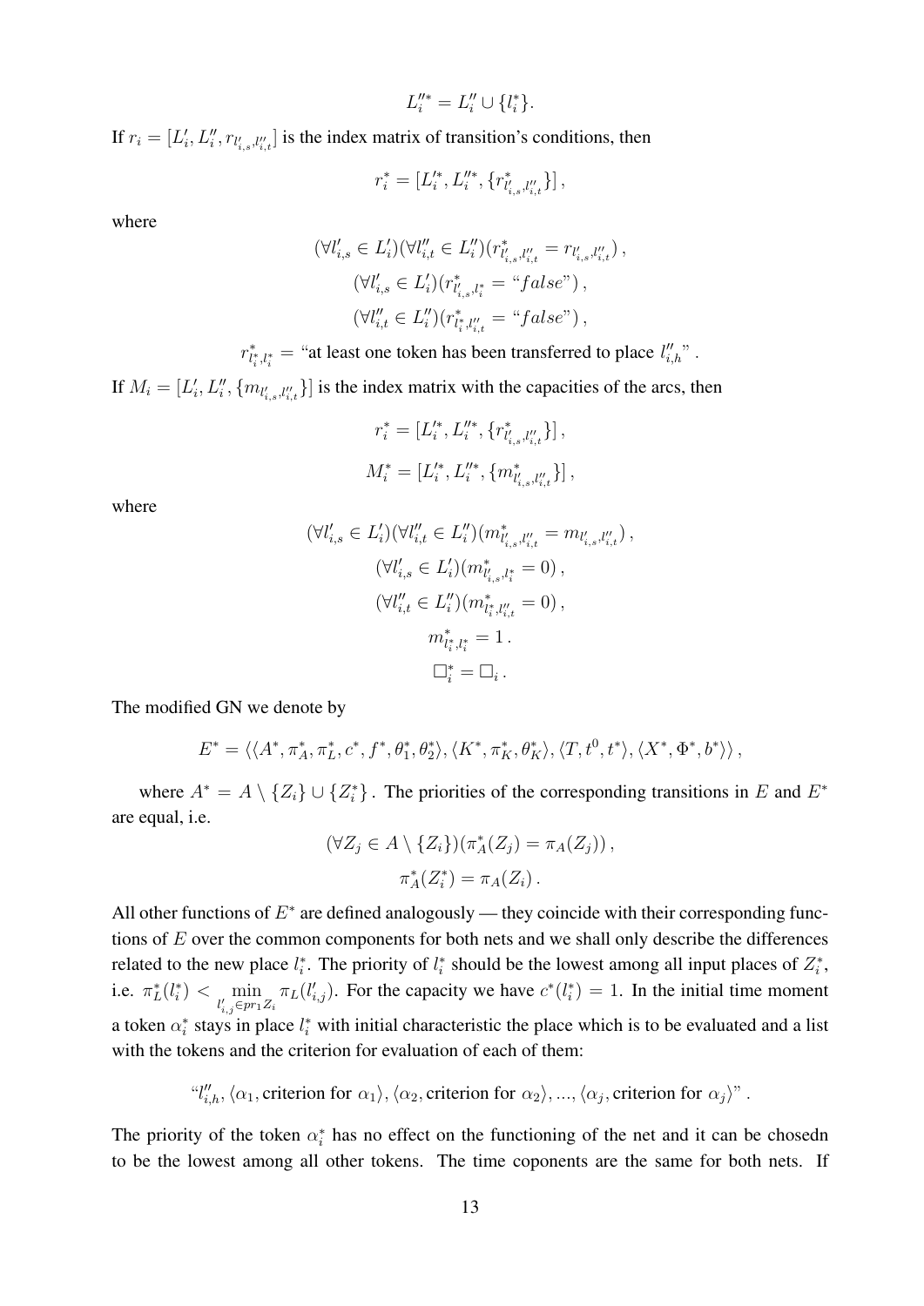$$L_i''^* = L_i'' \cup \{l_i^*\}.$$

If $r_i = [L_i', L_i'', r_{l_{i,s}', l_{i,t}''}]$ is the index matrix of transition's conditions, then

$$r_i^* = [L_i'^*, L_i''^*, \{r^*_{l_{i,s}', l_{i,t}''}\}]\,,$$

where

$$(\forall l_{i,s}' \in L_i')(\forall l_{i,t}'' \in L_i'')(r^*_{l_{i,s}', l_{i,t}''} = r_{l_{i,s}', l_{i,t}''})\,,$$

$$(\forall l_{i,s}' \in L_i')(r^*_{l_{i,s}', l_i^*} = \text{“}false\text{”})\,,$$

$$(\forall l_{i,t}'' \in L_i'')(r^*_{l_i^*, l_{i,t}''} = \text{“}false\text{”})\,,$$

$$r^*_{l_i^*, l_i^*} = \text{“at least one token has been transferred to place } l_{i,h}'' \text{”}\,.$$

If $M_i = [L_i', L_i'', \{m_{l_{i,s}', l_{i,t}''}\}]$ is the index matrix with the capacities of the arcs, then

$$r_i^* = [L_i'^*, L_i''^*, \{r^*_{l_{i,s}', l_{i,t}''}\}]\,,$$

$$M_i^* = [L_i'^*, L_i''^*, \{m^*_{l_{i,s}', l_{i,t}''}\}]\,,$$

where

$$(\forall l_{i,s}' \in L_i')(\forall l_{i,t}'' \in L_i'')(m^*_{l_{i,s}', l_{i,t}''} = m_{l_{i,s}', l_{i,t}''})\,,$$

$$(\forall l_{i,s}' \in L_i')(m^*_{l_{i,s}', l_i^*} = 0)\,,$$

$$(\forall l_{i,t}'' \in L_i'')(m^*_{l_i^*, l_{i,t}''} = 0)\,,$$

$$m^*_{l_i^*, l_i^*} = 1\,.$$

$$\Box_i^* = \Box_i\,.$$

The modified GN we denote by

$$E^* = \langle\langle A^*, \pi_A^*, \pi_L^*, c^*, f^*, \theta_1^*, \theta_2^*\rangle, \langle K^*, \pi_K^*, \theta_K^*\rangle, \langle T, t^0, t^*\rangle, \langle X^*, \Phi^*, b^*\rangle\rangle\,,$$

where $A^* = A \setminus \{Z_i\} \cup \{Z_i^*\}$. The priorities of the corresponding transitions in $E$ and $E^*$ are equal, i.e.

$$(\forall Z_j \in A \setminus \{Z_i\})(\pi_A^*(Z_j) = \pi_A(Z_j))\,,$$

$$\pi_A^*(Z_i^*) = \pi_A(Z_i)\,.$$

All other functions of $E^*$ are defined analogously — they coincide with their corresponding functions of $E$ over the common components for both nets and we shall only describe the differences related to the new place $l_i^*$. The priority of $l_i^*$ should be the lowest among all input places of $Z_i^*$, i.e. $\pi_L^*(l_i^*) < \min\limits_{l_{i,j}' \in pr_1 Z_i} \pi_L(l_{i,j}')$. For the capacity we have $c^*(l_i^*) = 1$. In the initial time moment a token $\alpha_i^*$ stays in place $l_i^*$ with initial characteristic the place which is to be evaluated and a list with the tokens and the criterion for evaluation of each of them:

$$\text{“}l_{i,h}'', \langle\alpha_1, \text{criterion for } \alpha_1\rangle, \langle\alpha_2, \text{criterion for } \alpha_2\rangle, ..., \langle\alpha_j, \text{criterion for } \alpha_j\rangle\text{”}\,.$$

The priority of the token $\alpha_i^*$ has no effect on the functioning of the net and it can be chosedn to be the lowest among all other tokens. The time coponents are the same for both nets. If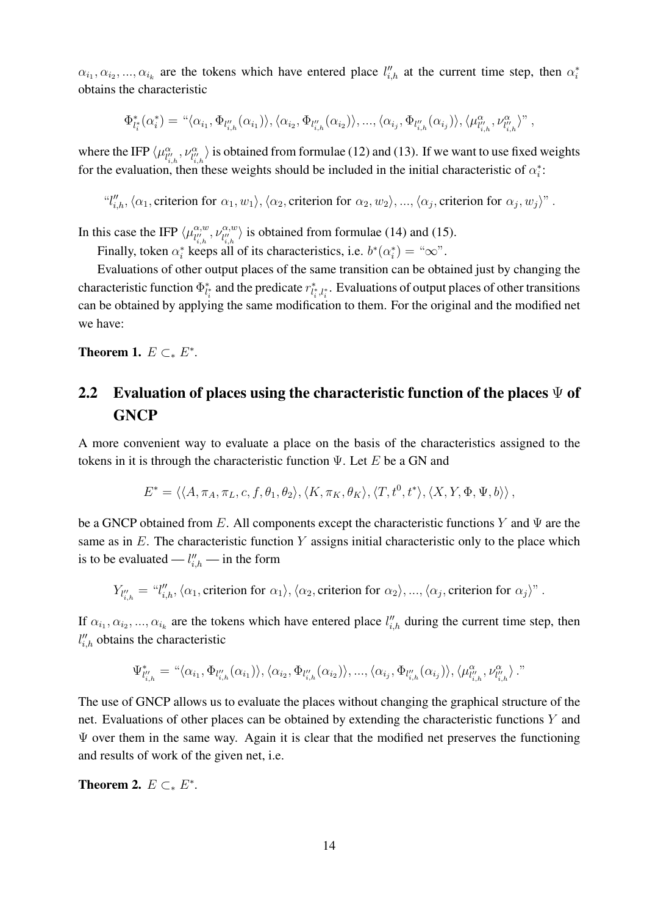$\alpha_{i_1}, \alpha_{i_2}, ..., \alpha_{i_k}$ are the tokens which have entered place $l''_{i,h}$ at the current time step, then $\alpha_i^*$ obtains the characteristic

$$\Phi^*_{l_i^*}(\alpha_i^*) = \text{“}\langle \alpha_{i_1}, \Phi_{l''_{i,h}}(\alpha_{i_1})\rangle, \langle \alpha_{i_2}, \Phi_{l''_{i,h}}(\alpha_{i_2})\rangle, ..., \langle \alpha_{i_j}, \Phi_{l''_{i,h}}(\alpha_{i_j})\rangle, \langle \mu^{\alpha}_{l''_{i,h}}, \nu^{\alpha}_{l''_{i,h}}\rangle\text{”},$$

where the IFP $\langle \mu^{\alpha}_{l''_{i,h}}, \nu^{\alpha}_{l''_{i,h}}\rangle$ is obtained from formulae (12) and (13). If we want to use fixed weights for the evaluation, then these weights should be included in the initial characteristic of $\alpha_i^*$:

$$\text{“}l''_{i,h}, \langle \alpha_1, \text{criterion for } \alpha_1, w_1\rangle, \langle \alpha_2, \text{criterion for } \alpha_2, w_2\rangle, ..., \langle \alpha_j, \text{criterion for } \alpha_j, w_j\rangle\text{”}.$$

In this case the IFP $\langle \mu^{\alpha,w}_{l''_{i,h}}, \nu^{\alpha,w}_{l''_{i,h}}\rangle$ is obtained from formulae (14) and (15).

Finally, token $\alpha_i^*$ keeps all of its characteristics, i.e. $b^*(\alpha_i^*) = \text{“}\infty\text{”}$.

Evaluations of other output places of the same transition can be obtained just by changing the characteristic function $\Phi^*_{l_i^*}$ and the predicate $r^*_{l_i^*, l_i^*}$. Evaluations of output places of other transitions can be obtained by applying the same modification to them. For the original and the modified net we have:

**Theorem 1.** $E \subset_* E^*$.

## 2.2 Evaluation of places using the characteristic function of the places $\Psi$ of GNCP

A more convenient way to evaluate a place on the basis of the characteristics assigned to the tokens in it is through the characteristic function $\Psi$. Let $E$ be a GN and

$$E^* = \langle\langle A, \pi_A, \pi_L, c, f, \theta_1, \theta_2\rangle, \langle K, \pi_K, \theta_K\rangle, \langle T, t^0, t^*\rangle, \langle X, Y, \Phi, \Psi, b\rangle\rangle,$$

be a GNCP obtained from $E$. All components except the characteristic functions $Y$ and $\Psi$ are the same as in $E$. The characteristic function $Y$ assigns initial characteristic only to the place which is to be evaluated — $l''_{i,h}$ — in the form

$$Y_{l''_{i,h}} = \text{“}l''_{i,h}, \langle \alpha_1, \text{criterion for } \alpha_1\rangle, \langle \alpha_2, \text{criterion for } \alpha_2\rangle, ..., \langle \alpha_j, \text{criterion for } \alpha_j\rangle\text{”}.$$

If $\alpha_{i_1}, \alpha_{i_2}, ..., \alpha_{i_k}$ are the tokens which have entered place $l''_{i,h}$ during the current time step, then $l''_{i,h}$ obtains the characteristic

$$\Psi^*_{l''_{i,h}} = \text{“}\langle \alpha_{i_1}, \Phi_{l''_{i,h}}(\alpha_{i_1})\rangle, \langle \alpha_{i_2}, \Phi_{l''_{i,h}}(\alpha_{i_2})\rangle, ..., \langle \alpha_{i_j}, \Phi_{l''_{i,h}}(\alpha_{i_j})\rangle, \langle \mu^{\alpha}_{l''_{i,h}}, \nu^{\alpha}_{l''_{i,h}}\rangle.\text{”}$$

The use of GNCP allows us to evaluate the places without changing the graphical structure of the net. Evaluations of other places can be obtained by extending the characteristic functions $Y$ and $\Psi$ over them in the same way. Again it is clear that the modified net preserves the functioning and results of work of the given net, i.e.

**Theorem 2.** $E \subset_* E^*$.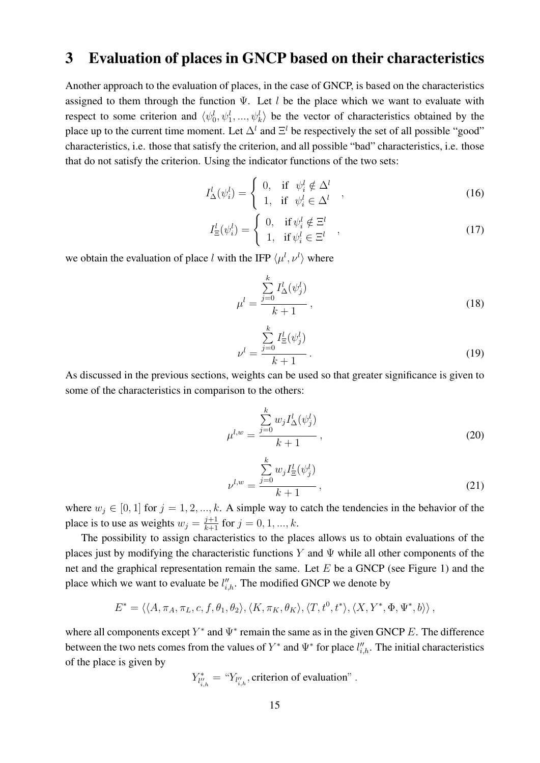## 3 Evaluation of places in GNCP based on their characteristics

Another approach to the evaluation of places, in the case of GNCP, is based on the characteristics assigned to them through the function $\Psi$. Let $l$ be the place which we want to evaluate with respect to some criterion and $\langle \psi_0^l, \psi_1^l, ..., \psi_k^l \rangle$ be the vector of characteristics obtained by the place up to the current time moment. Let $\Delta^l$ and $\Xi^l$ be respectively the set of all possible "good" characteristics, i.e. those that satisfy the criterion, and all possible "bad" characteristics, i.e. those that do not satisfy the criterion. Using the indicator functions of the two sets:

$$I_\Delta^l(\psi_i^l) = \begin{cases} 0, & \text{if } \psi_i^l \notin \Delta^l \\ 1, & \text{if } \psi_i^l \in \Delta^l \end{cases}, \tag{16}$$

$$I_\Xi^l(\psi_i^l) = \begin{cases} 0, & \text{if } \psi_i^l \notin \Xi^l \\ 1, & \text{if } \psi_i^l \in \Xi^l \end{cases}, \tag{17}$$

we obtain the evaluation of place $l$ with the IFP $\langle \mu^l, \nu^l \rangle$ where

$$\mu^l = \frac{\sum_{j=0}^{k} I_\Delta^l(\psi_j^l)}{k+1}, \tag{18}$$

$$\nu^l = \frac{\sum_{j=0}^{k} I_\Xi^l(\psi_j^l)}{k+1}. \tag{19}$$

As discussed in the previous sections, weights can be used so that greater significance is given to some of the characteristics in comparison to the others:

$$\mu^{l,w} = \frac{\sum_{j=0}^{k} w_j I_\Delta^l(\psi_j^l)}{k+1}, \tag{20}$$

$$\nu^{l,w} = \frac{\sum_{j=0}^{k} w_j I_\Xi^l(\psi_j^l)}{k+1}, \tag{21}$$

where $w_j \in [0, 1]$ for $j = 1, 2, ..., k$. A simple way to catch the tendencies in the behavior of the place is to use as weights $w_j = \frac{j+1}{k+1}$ for $j = 0, 1, ..., k$.

The possibility to assign characteristics to the places allows us to obtain evaluations of the places just by modifying the characteristic functions $Y$ and $\Psi$ while all other components of the net and the graphical representation remain the same. Let $E$ be a GNCP (see Figure 1) and the place which we want to evaluate be $l''_{i,h}$. The modified GNCP we denote by

$$E^* = \langle \langle A, \pi_A, \pi_L, c, f, \theta_1, \theta_2 \rangle, \langle K, \pi_K, \theta_K \rangle, \langle T, t^0, t^* \rangle, \langle X, Y^*, \Phi, \Psi^*, b \rangle \rangle,$$

where all components except $Y^*$ and $\Psi^*$ remain the same as in the given GNCP $E$. The difference between the two nets comes from the values of $Y^*$ and $\Psi^*$ for place $l''_{i,h}$. The initial characteristics of the place is given by

$$Y^*_{l''_{i,h}} = \text{"}Y_{l''_{i,h}}, \text{criterion of evaluation"}.$$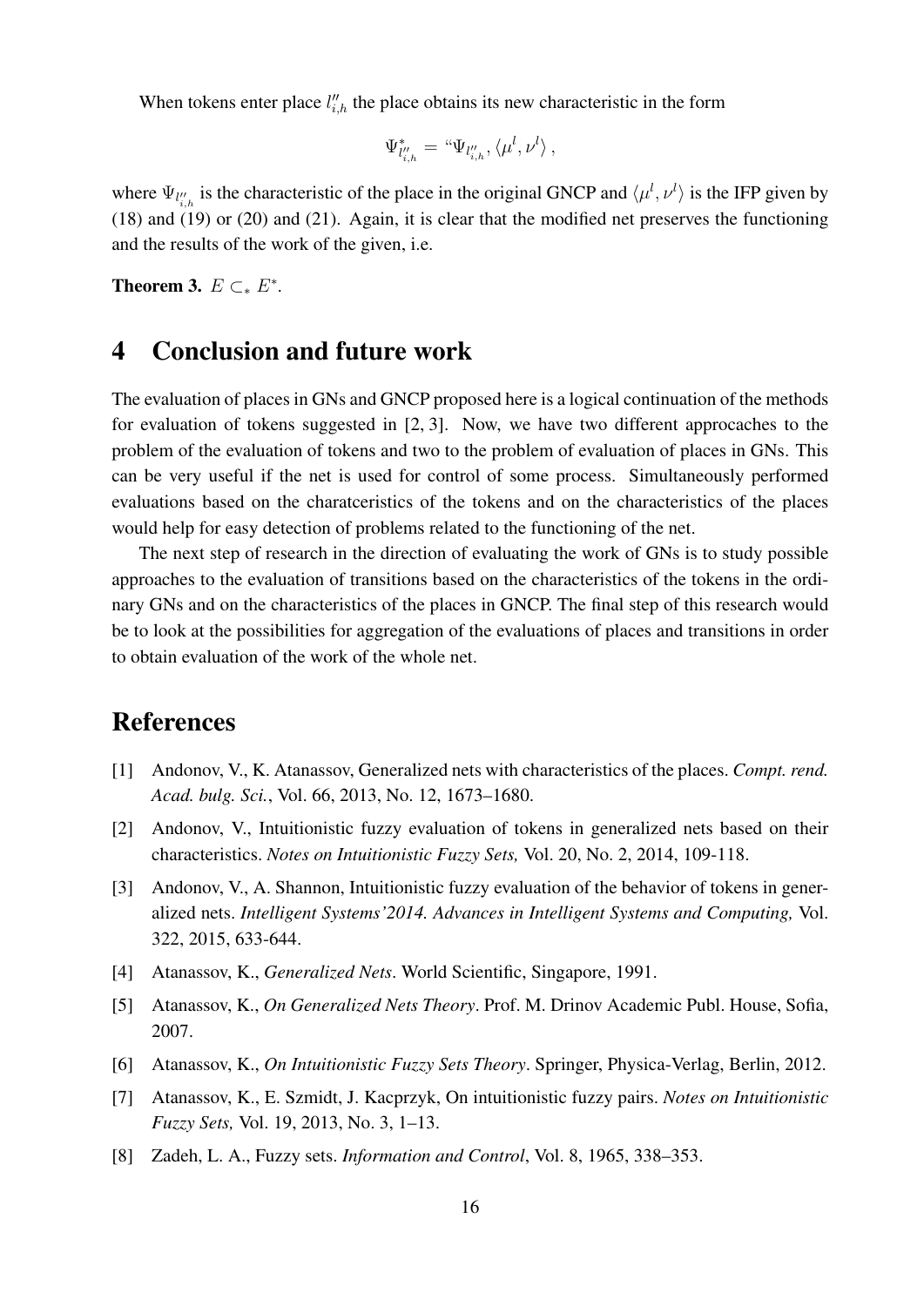When tokens enter place $l''_{i,h}$ the place obtains its new characteristic in the form

$$\Psi^*_{l''_{i,h}} = \text{``}\Psi_{l''_{i,h}}, \langle \mu^l, \nu^l \rangle \,,$$

where $\Psi_{l''_{i,h}}$ is the characteristic of the place in the original GNCP and $\langle \mu^l, \nu^l \rangle$ is the IFP given by (18) and (19) or (20) and (21). Again, it is clear that the modified net preserves the functioning and the results of the work of the given, i.e.

**Theorem 3.** $E \subset_* E^*$.

# 4 Conclusion and future work

The evaluation of places in GNs and GNCP proposed here is a logical continuation of the methods for evaluation of tokens suggested in [2, 3]. Now, we have two different approcaches to the problem of the evaluation of tokens and two to the problem of evaluation of places in GNs. This can be very useful if the net is used for control of some process. Simultaneously performed evaluations based on the charatceristics of the tokens and on the characteristics of the places would help for easy detection of problems related to the functioning of the net.

The next step of research in the direction of evaluating the work of GNs is to study possible approaches to the evaluation of transitions based on the characteristics of the tokens in the ordinary GNs and on the characteristics of the places in GNCP. The final step of this research would be to look at the possibilities for aggregation of the evaluations of places and transitions in order to obtain evaluation of the work of the whole net.

# References

[1] Andonov, V., K. Atanassov, Generalized nets with characteristics of the places. *Compt. rend. Acad. bulg. Sci.*, Vol. 66, 2013, No. 12, 1673–1680.

[2] Andonov, V., Intuitionistic fuzzy evaluation of tokens in generalized nets based on their characteristics. *Notes on Intuitionistic Fuzzy Sets,* Vol. 20, No. 2, 2014, 109-118.

[3] Andonov, V., A. Shannon, Intuitionistic fuzzy evaluation of the behavior of tokens in generalized nets. *Intelligent Systems'2014. Advances in Intelligent Systems and Computing,* Vol. 322, 2015, 633-644.

[4] Atanassov, K., *Generalized Nets*. World Scientific, Singapore, 1991.

[5] Atanassov, K., *On Generalized Nets Theory*. Prof. M. Drinov Academic Publ. House, Sofia, 2007.

[6] Atanassov, K., *On Intuitionistic Fuzzy Sets Theory*. Springer, Physica-Verlag, Berlin, 2012.

[7] Atanassov, K., E. Szmidt, J. Kacprzyk, On intuitionistic fuzzy pairs. *Notes on Intuitionistic Fuzzy Sets,* Vol. 19, 2013, No. 3, 1–13.

[8] Zadeh, L. A., Fuzzy sets. *Information and Control*, Vol. 8, 1965, 338–353.